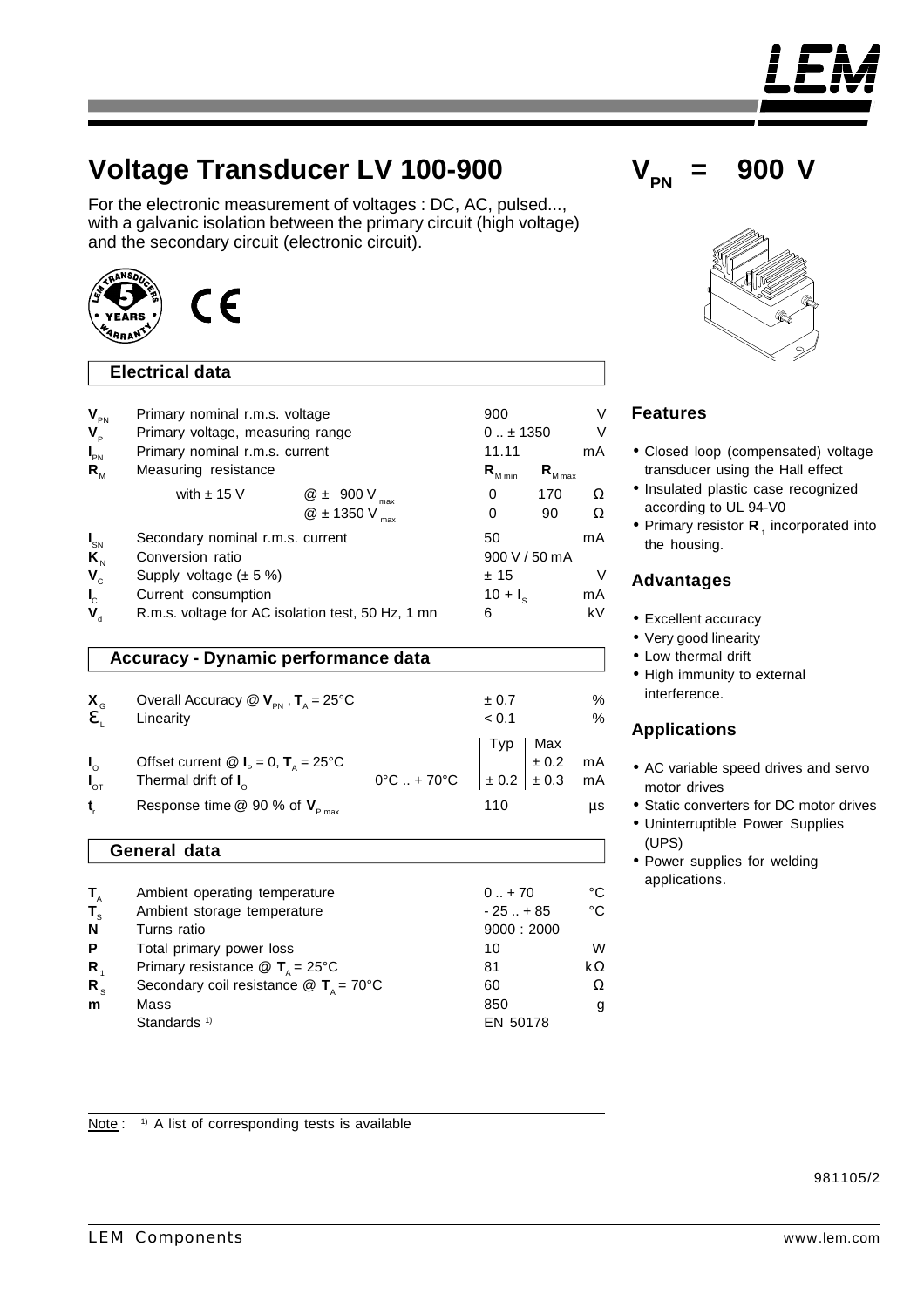# Voltage Transducer LV 100-900

$V_{PN}$ = 900 V

For the electronic measurement of voltages : DC, AC, pulsed..., with a galvanic isolation between the primary circuit (high voltage) and the secondary circuit (electronic circuit).

## Electrical data

| | | | | |
|---|---|---|---|---|
| $V_{PN}$ | Primary nominal r.m.s. voltage | 900 | | V |
| $V_P$ | Primary voltage, measuring range | 0 .. ± 1350 | | V |
| $I_{PN}$ | Primary nominal r.m.s. current | 11.11 | | mA |
| $R_M$ | Measuring resistance | $R_{M\,min}$ | $R_{M\,max}$ | |
| | with ± 15 V @ ± 900 V $_{max}$ | 0 | 170 | Ω |
| | @ ± 1350 V $_{max}$ | 0 | 90 | Ω |
| $I_{SN}$ | Secondary nominal r.m.s. current | 50 | | mA |
| $K_N$ | Conversion ratio | 900 V / 50 mA | | |
| $V_C$ | Supply voltage (± 5 %) | ± 15 | | V |
| $I_C$ | Current consumption | 10 + $I_S$ | | mA |
| $V_d$ | R.m.s. voltage for AC isolation test, 50 Hz, 1 mn | 6 | | kV |

## Accuracy - Dynamic performance data

| | | | | | |
|---|---|---|---|---|---|
| $X_G$ | Overall Accuracy @ $V_{PN}$ , $T_A$ = 25°C | | ± 0.7 | | % |
| $\varepsilon_L$ | Linearity | | < 0.1 | | % |
| | | | Typ | Max | |
| $I_O$ | Offset current @ $I_P$ = 0, $T_A$ = 25°C | | | ± 0.2 | mA |
| $I_{OT}$ | Thermal drift of $I_O$ | 0°C .. + 70°C | ± 0.2 | ± 0.3 | mA |
| $t_r$ | Response time @ 90 % of $V_{P\,max}$ | | 110 | | µs |

## General data

| | | | |
|---|---|---|---|
| $T_A$ | Ambient operating temperature | 0 .. + 70 | °C |
| $T_S$ | Ambient storage temperature | - 25 .. + 85 | °C |
| N | Turns ratio | 9000 : 2000 | |
| P | Total primary power loss | 10 | W |
| $R_1$ | Primary resistance @ $T_A$ = 25°C | 81 | kΩ |
| $R_S$ | Secondary coil resistance @ $T_A$ = 70°C | 60 | Ω |
| m | Mass | 850 | g |
| | Standards [1] | EN 50178 | |

Note : [1] A list of corresponding tests is available

## Features

- Closed loop (compensated) voltage transducer using the Hall effect
- Insulated plastic case recognized according to UL 94-V0
- Primary resistor $R_1$ incorporated into the housing.

## Advantages

- Excellent accuracy
- Very good linearity
- Low thermal drift
- High immunity to external interference.

## Applications

- AC variable speed drives and servo motor drives
- Static converters for DC motor drives
- Uninterruptible Power Supplies (UPS)
- Power supplies for welding applications.

981105/2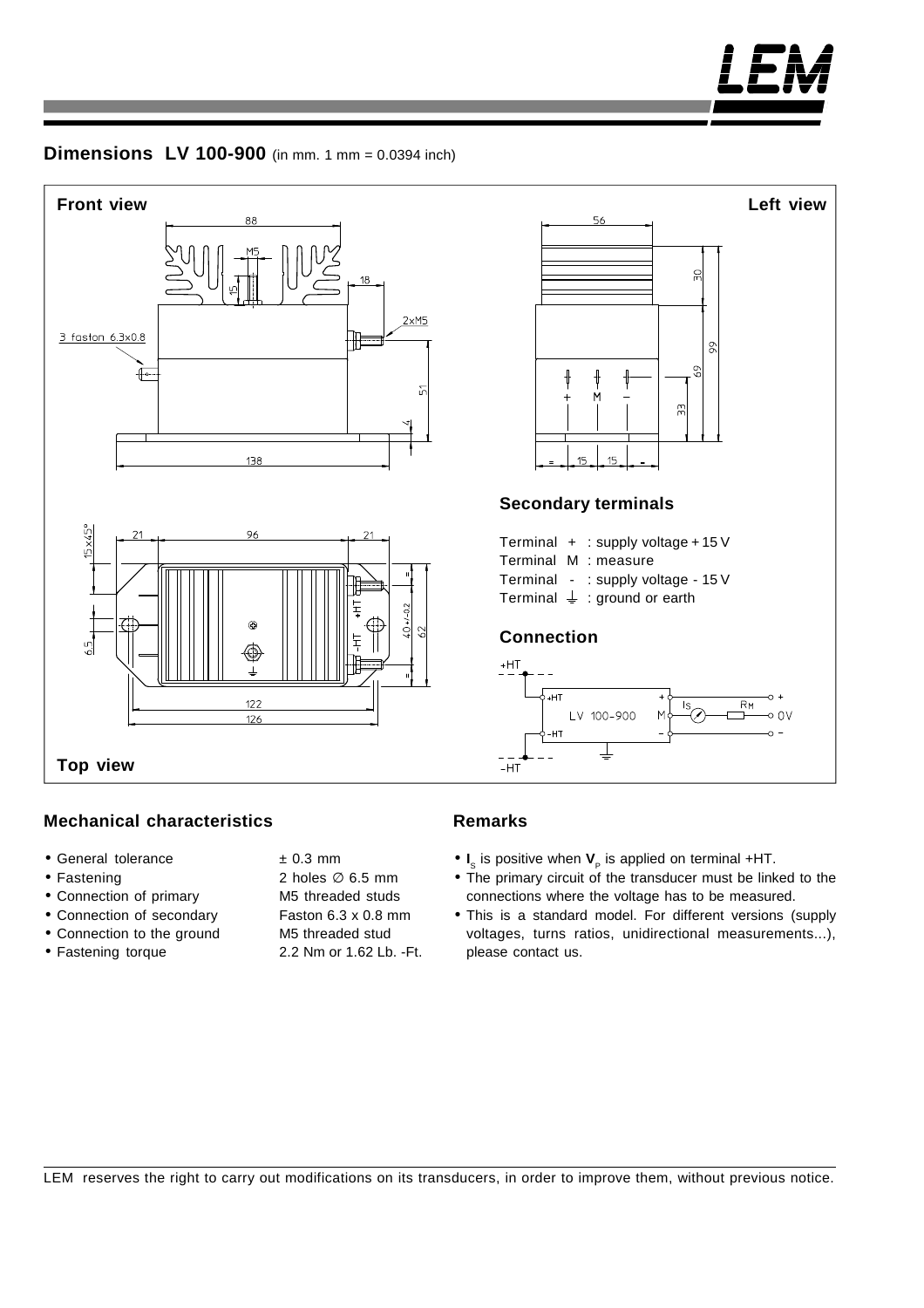## Dimensions LV 100-900 (in mm. 1 mm = 0.0394 inch)

Front view

Left view

88

M5

15

18

2xM5

3 faston 6.3x0.8

51

4

138

56

30

99

69

33

+ M −

= 15 15 =

Top view

15x45°

21 96 21

6.5

+HT

-HT

40+/-0.2

62

122

126

### Secondary terminals

Terminal + : supply voltage + 15 V
Terminal M : measure
Terminal - : supply voltage - 15 V
Terminal ⏚ : ground or earth

### Connection

+HT

-HT

LV 100-900

$I_S$

$R_M$

+ 0V −

## Mechanical characteristics

- General tolerance ± 0.3 mm
- Fastening 2 holes ∅ 6.5 mm
- Connection of primary M5 threaded studs
- Connection of secondary Faston 6.3 x 0.8 mm
- Connection to the ground M5 threaded stud
- Fastening torque 2.2 Nm or 1.62 Lb. -Ft.

## Remarks

- $\mathbf{I}_s$ is positive when $\mathbf{V}_p$ is applied on terminal +HT.
- The primary circuit of the transducer must be linked to the connections where the voltage has to be measured.
- This is a standard model. For different versions (supply voltages, turns ratios, unidirectional measurements...), please contact us.

LEM reserves the right to carry out modifications on its transducers, in order to improve them, without previous notice.